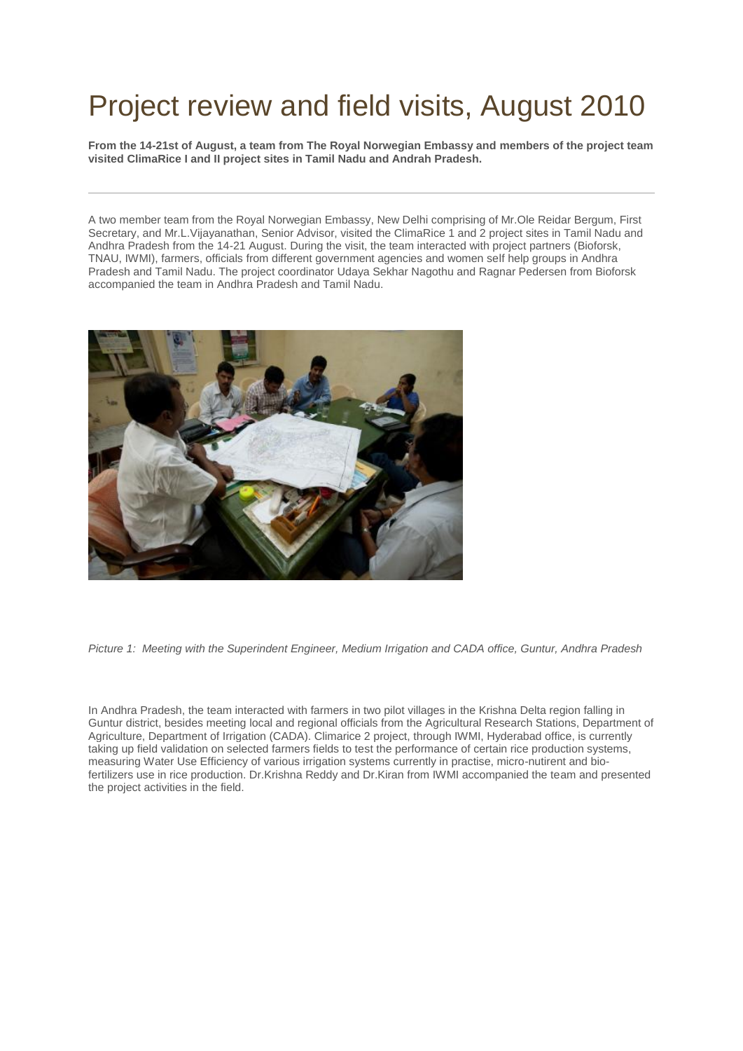# Project review and field visits, August 2010

**From the 14-21st of August, a team from The Royal Norwegian Embassy and members of the project team visited ClimaRice I and II project sites in Tamil Nadu and Andrah Pradesh.**

---

A two member team from the Royal Norwegian Embassy, New Delhi comprising of Mr.Ole Reidar Bergum, First Secretary, and Mr.L.Vijayanathan, Senior Advisor, visited the ClimaRice 1 and 2 project sites in Tamil Nadu and Andhra Pradesh from the 14-21 August. During the visit, the team interacted with project partners (Bioforsk, TNAU, IWMI), farmers, officials from different government agencies and women self help groups in Andhra Pradesh and Tamil Nadu. The project coordinator Udaya Sekhar Nagothu and Ragnar Pedersen from Bioforsk accompanied the team in Andhra Pradesh and Tamil Nadu.

*Picture 1: Meeting with the Superindent Engineer, Medium Irrigation and CADA office, Guntur, Andhra Pradesh*

In Andhra Pradesh, the team interacted with farmers in two pilot villages in the Krishna Delta region falling in Guntur district, besides meeting local and regional officials from the Agricultural Research Stations, Department of Agriculture, Department of Irrigation (CADA). Climarice 2 project, through IWMI, Hyderabad office, is currently taking up field validation on selected farmers fields to test the performance of certain rice production systems, measuring Water Use Efficiency of various irrigation systems currently in practise, micro-nutirent and bio-fertilizers use in rice production. Dr.Krishna Reddy and Dr.Kiran from IWMI accompanied the team and presented the project activities in the field.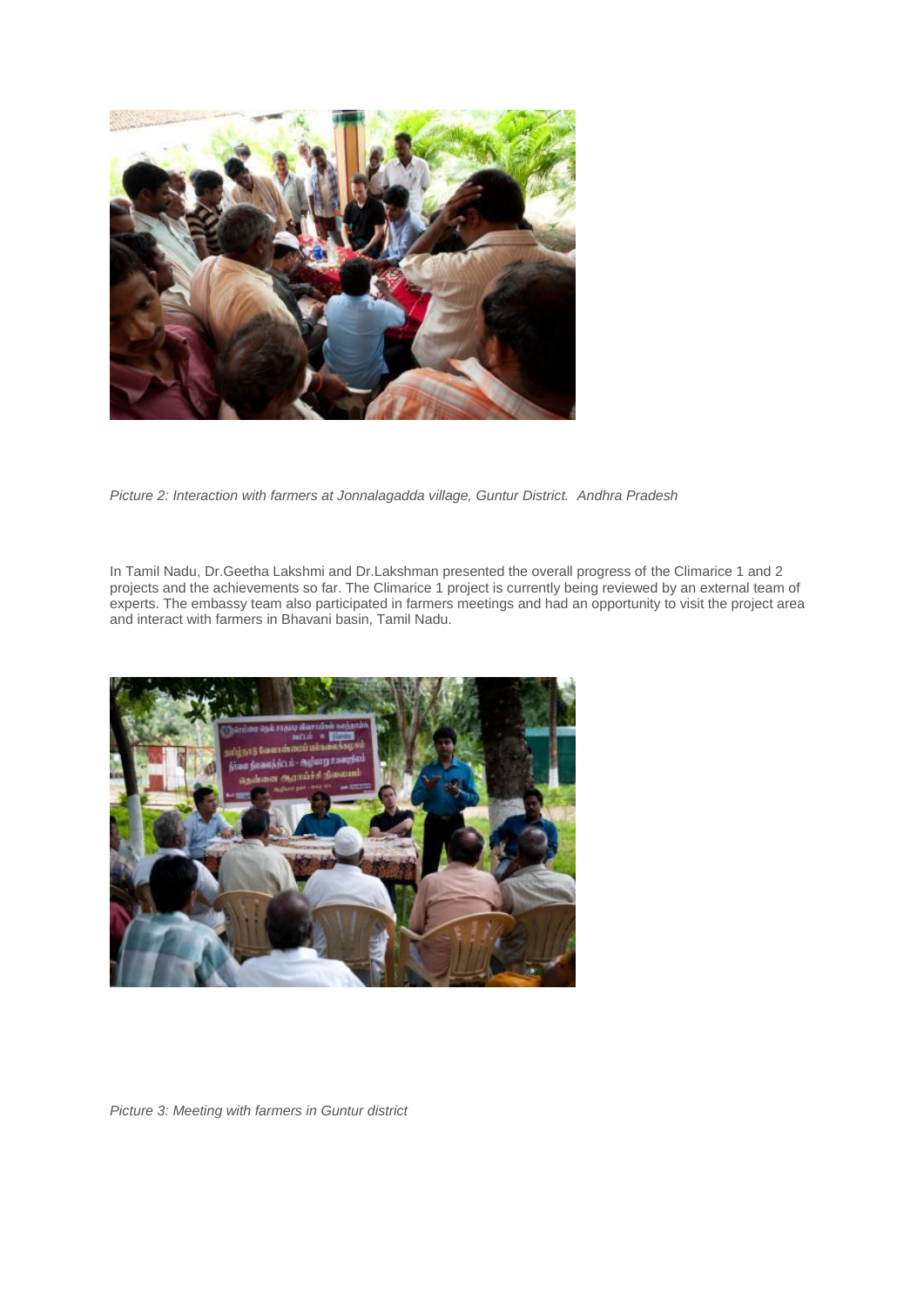*Picture 2: Interaction with farmers at Jonnalagadda village, Guntur District. Andhra Pradesh*

In Tamil Nadu, Dr.Geetha Lakshmi and Dr.Lakshman presented the overall progress of the Climarice 1 and 2 projects and the achievements so far. The Climarice 1 project is currently being reviewed by an external team of experts. The embassy team also participated in farmers meetings and had an opportunity to visit the project area and interact with farmers in Bhavani basin, Tamil Nadu.

*Picture 3: Meeting with farmers in Guntur district*